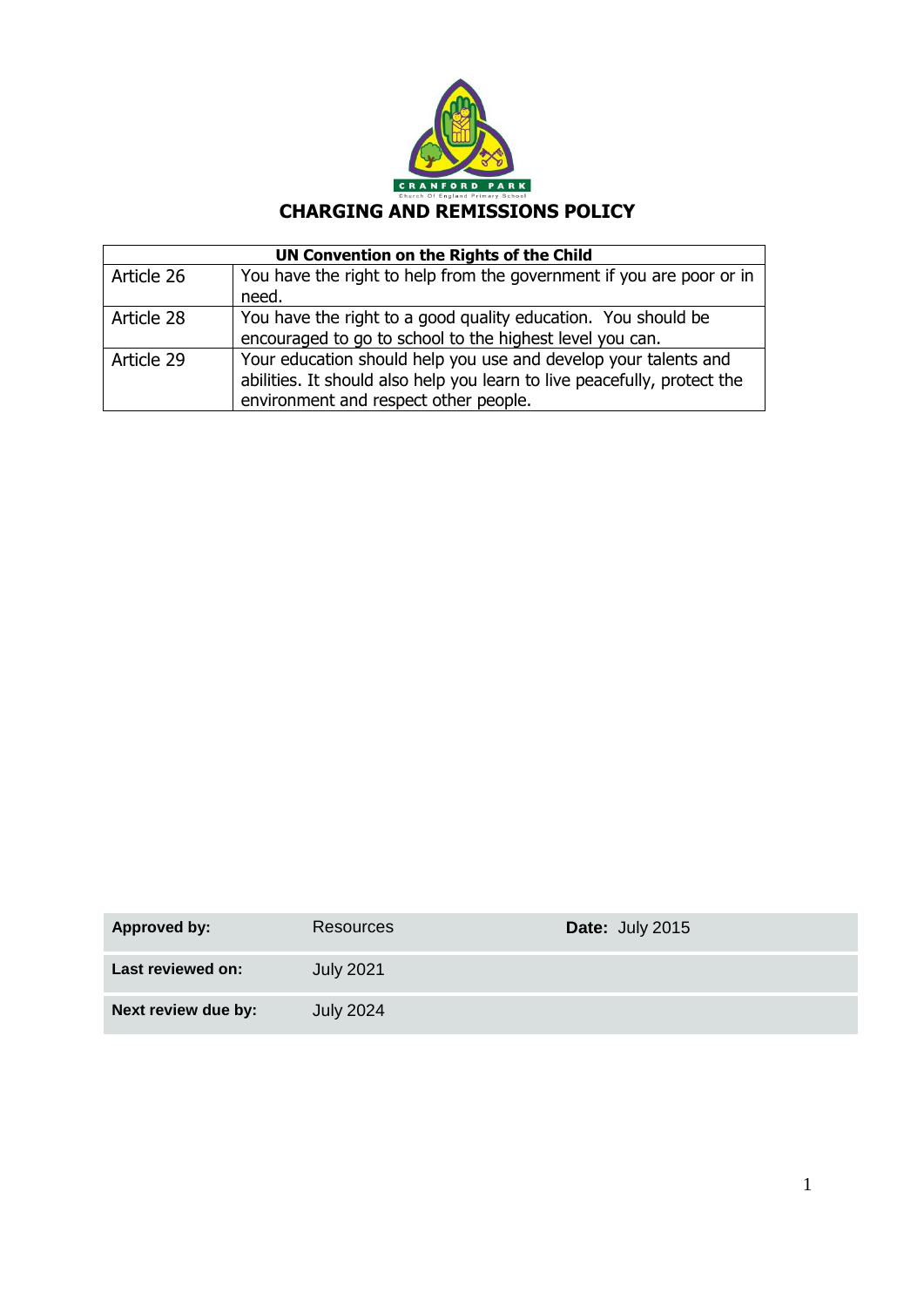CRANFORD PARK

Church Of England Primary School

# CHARGING AND REMISSIONS POLICY

| UN Convention on the Rights of the Child | |
|---|---|
| Article 26 | You have the right to help from the government if you are poor or in need. |
| Article 28 | You have the right to a good quality education. You should be encouraged to go to school to the highest level you can. |
| Article 29 | Your education should help you use and develop your talents and abilities. It should also help you learn to live peacefully, protect the environment and respect other people. |

| **Approved by:** | Resources | **Date:** July 2015 |
|---|---|---|
| **Last reviewed on:** | July 2021 | |
| **Next review due by:** | July 2024 | |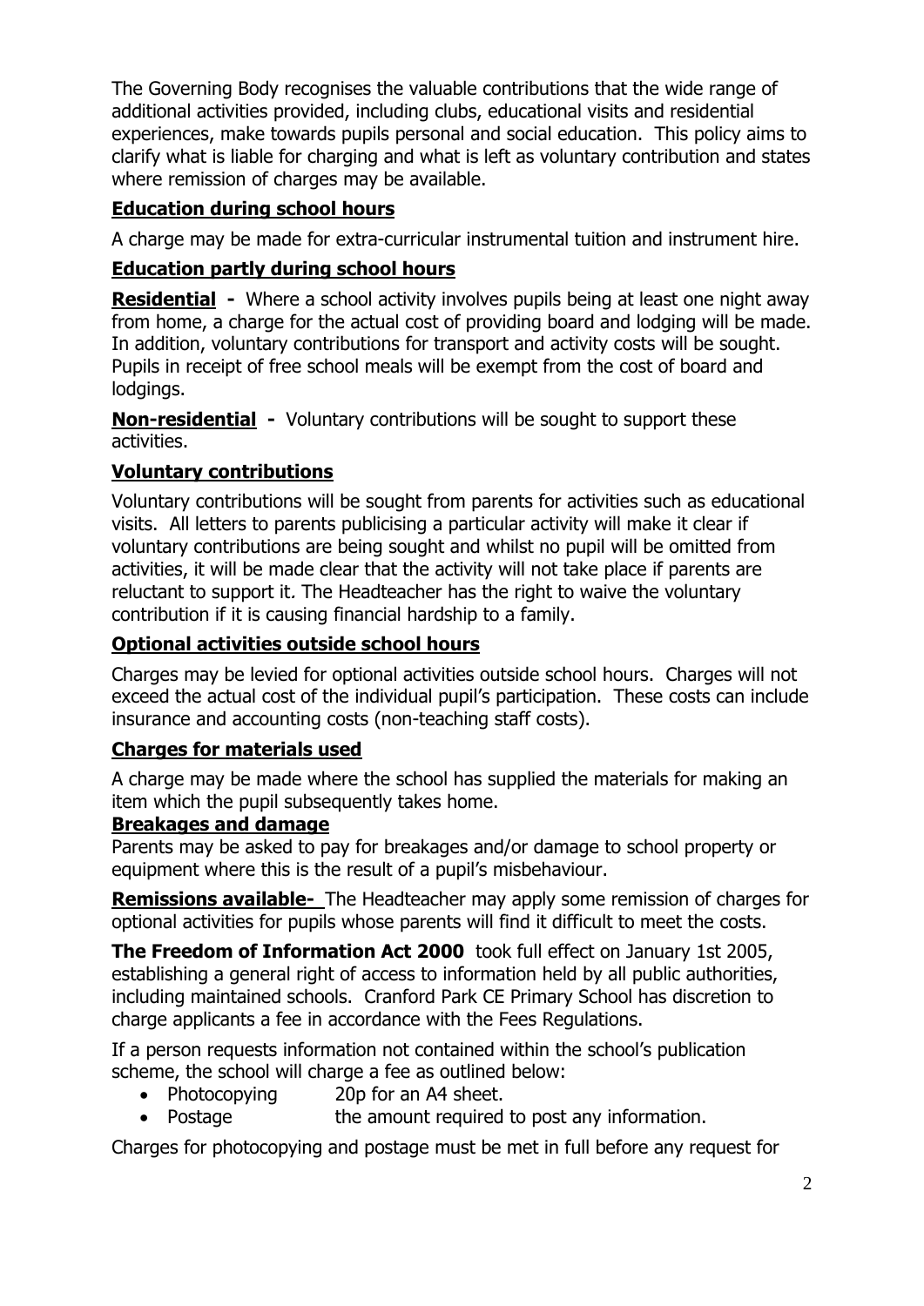The Governing Body recognises the valuable contributions that the wide range of additional activities provided, including clubs, educational visits and residential experiences, make towards pupils personal and social education. This policy aims to clarify what is liable for charging and what is left as voluntary contribution and states where remission of charges may be available.

## Education during school hours

A charge may be made for extra-curricular instrumental tuition and instrument hire.

## Education partly during school hours

**Residential -** Where a school activity involves pupils being at least one night away from home, a charge for the actual cost of providing board and lodging will be made. In addition, voluntary contributions for transport and activity costs will be sought. Pupils in receipt of free school meals will be exempt from the cost of board and lodgings.

**Non-residential -** Voluntary contributions will be sought to support these activities.

## Voluntary contributions

Voluntary contributions will be sought from parents for activities such as educational visits. All letters to parents publicising a particular activity will make it clear if voluntary contributions are being sought and whilst no pupil will be omitted from activities, it will be made clear that the activity will not take place if parents are reluctant to support it. The Headteacher has the right to waive the voluntary contribution if it is causing financial hardship to a family.

## Optional activities outside school hours

Charges may be levied for optional activities outside school hours. Charges will not exceed the actual cost of the individual pupil's participation. These costs can include insurance and accounting costs (non-teaching staff costs).

## Charges for materials used

A charge may be made where the school has supplied the materials for making an item which the pupil subsequently takes home.

## Breakages and damage

Parents may be asked to pay for breakages and/or damage to school property or equipment where this is the result of a pupil's misbehaviour.

**Remissions available-** The Headteacher may apply some remission of charges for optional activities for pupils whose parents will find it difficult to meet the costs.

**The Freedom of Information Act 2000** took full effect on January 1st 2005, establishing a general right of access to information held by all public authorities, including maintained schools. Cranford Park CE Primary School has discretion to charge applicants a fee in accordance with the Fees Regulations.

If a person requests information not contained within the school's publication scheme, the school will charge a fee as outlined below:

- Photocopying 20p for an A4 sheet.
- Postage the amount required to post any information.

Charges for photocopying and postage must be met in full before any request for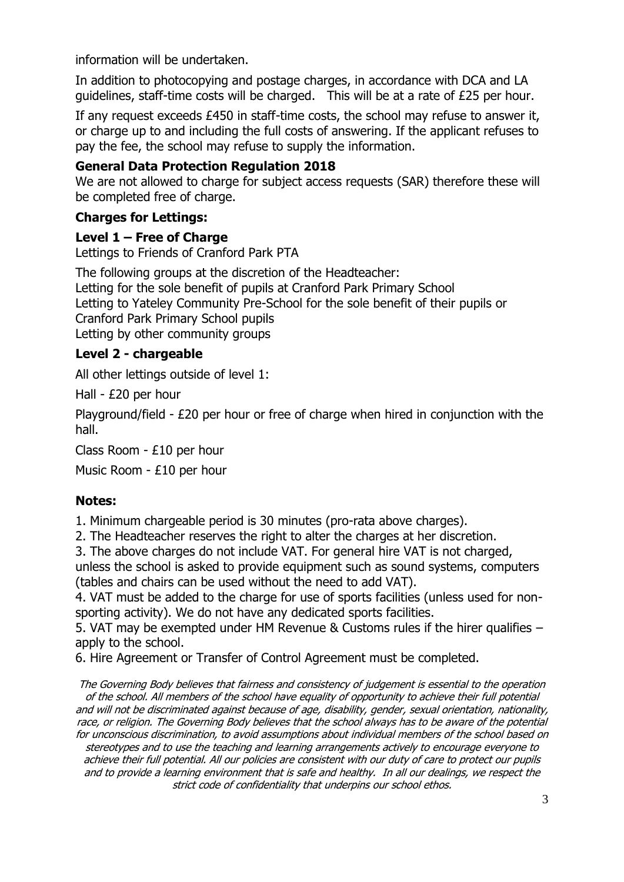information will be undertaken.

In addition to photocopying and postage charges, in accordance with DCA and LA guidelines, staff-time costs will be charged. This will be at a rate of £25 per hour.

If any request exceeds £450 in staff-time costs, the school may refuse to answer it, or charge up to and including the full costs of answering. If the applicant refuses to pay the fee, the school may refuse to supply the information.

**General Data Protection Regulation 2018**

We are not allowed to charge for subject access requests (SAR) therefore these will be completed free of charge.

**Charges for Lettings:**

**Level 1 – Free of Charge**

Lettings to Friends of Cranford Park PTA

The following groups at the discretion of the Headteacher:
Letting for the sole benefit of pupils at Cranford Park Primary School
Letting to Yateley Community Pre-School for the sole benefit of their pupils or Cranford Park Primary School pupils
Letting by other community groups

**Level 2 - chargeable**

All other lettings outside of level 1:

Hall - £20 per hour

Playground/field - £20 per hour or free of charge when hired in conjunction with the hall.

Class Room - £10 per hour

Music Room - £10 per hour

**Notes:**

1. Minimum chargeable period is 30 minutes (pro-rata above charges).
2. The Headteacher reserves the right to alter the charges at her discretion.
3. The above charges do not include VAT. For general hire VAT is not charged, unless the school is asked to provide equipment such as sound systems, computers (tables and chairs can be used without the need to add VAT).
4. VAT must be added to the charge for use of sports facilities (unless used for non-sporting activity). We do not have any dedicated sports facilities.
5. VAT may be exempted under HM Revenue & Customs rules if the hirer qualifies – apply to the school.
6. Hire Agreement or Transfer of Control Agreement must be completed.

*The Governing Body believes that fairness and consistency of judgement is essential to the operation of the school. All members of the school have equality of opportunity to achieve their full potential and will not be discriminated against because of age, disability, gender, sexual orientation, nationality, race, or religion. The Governing Body believes that the school always has to be aware of the potential for unconscious discrimination, to avoid assumptions about individual members of the school based on stereotypes and to use the teaching and learning arrangements actively to encourage everyone to achieve their full potential. All our policies are consistent with our duty of care to protect our pupils and to provide a learning environment that is safe and healthy. In all our dealings, we respect the strict code of confidentiality that underpins our school ethos.*